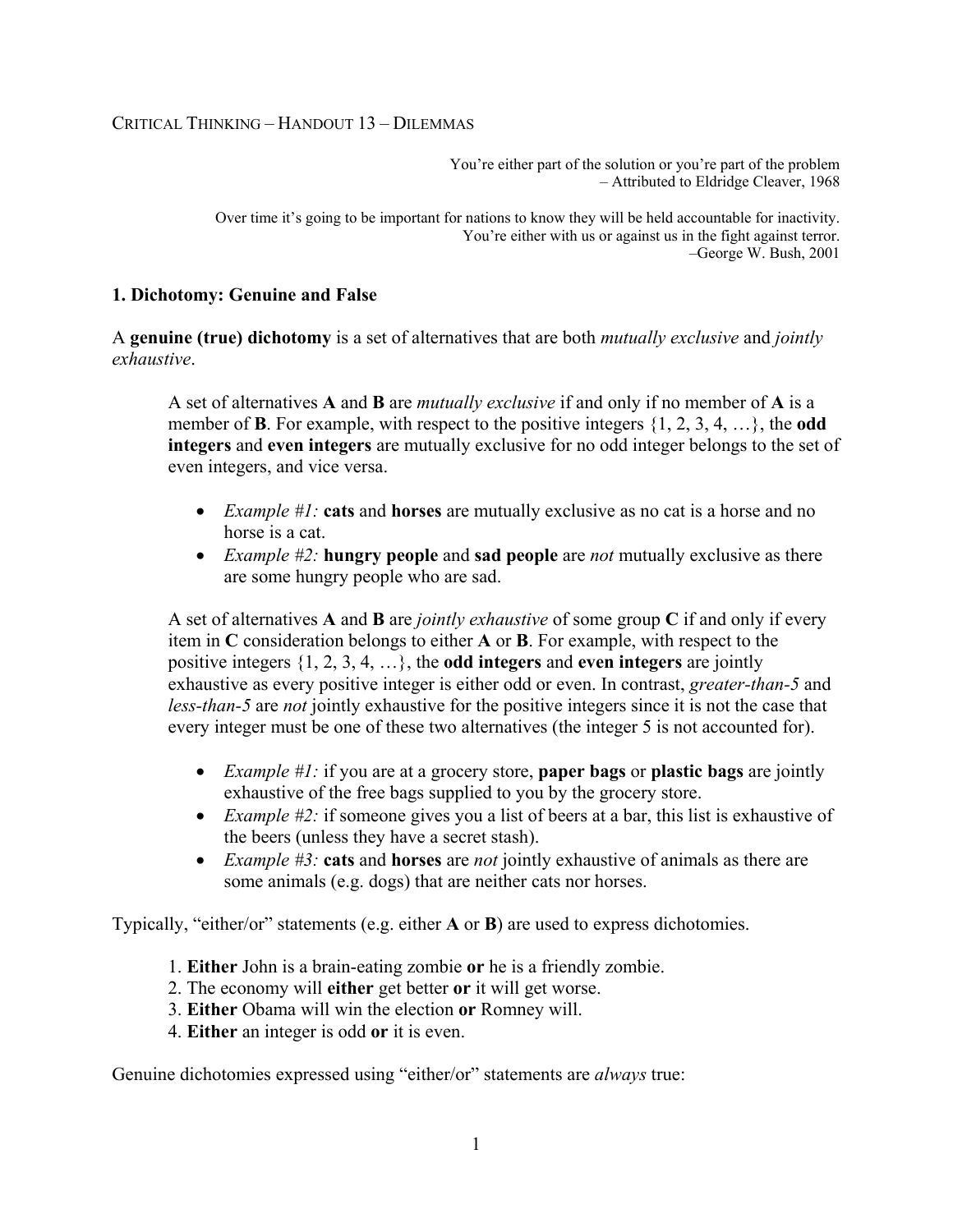CRITICAL THINKING – HANDOUT 13 – DILEMMAS

You're either part of the solution or you're part of the problem
– Attributed to Eldridge Cleaver, 1968

Over time it's going to be important for nations to know they will be held accountable for inactivity.
You're either with us or against us in the fight against terror.
–George W. Bush, 2001

## 1. Dichotomy: Genuine and False

A **genuine (true) dichotomy** is a set of alternatives that are both *mutually exclusive* and *jointly exhaustive*.

> A set of alternatives **A** and **B** are *mutually exclusive* if and only if no member of **A** is a member of **B**. For example, with respect to the positive integers {1, 2, 3, 4, …}, the **odd integers** and **even integers** are mutually exclusive for no odd integer belongs to the set of even integers, and vice versa.
>
> - *Example #1:* **cats** and **horses** are mutually exclusive as no cat is a horse and no horse is a cat.
> - *Example #2:* **hungry people** and **sad people** are *not* mutually exclusive as there are some hungry people who are sad.
>
> A set of alternatives **A** and **B** are *jointly exhaustive* of some group **C** if and only if every item in **C** consideration belongs to either **A** or **B**. For example, with respect to the positive integers {1, 2, 3, 4, …}, the **odd integers** and **even integers** are jointly exhaustive as every positive integer is either odd or even. In contrast, *greater-than-5* and *less-than-5* are *not* jointly exhaustive for the positive integers since it is not the case that every integer must be one of these two alternatives (the integer 5 is not accounted for).
>
> - *Example #1:* if you are at a grocery store, **paper bags** or **plastic bags** are jointly exhaustive of the free bags supplied to you by the grocery store.
> - *Example #2:* if someone gives you a list of beers at a bar, this list is exhaustive of the beers (unless they have a secret stash).
> - *Example #3:* **cats** and **horses** are *not* jointly exhaustive of animals as there are some animals (e.g. dogs) that are neither cats nor horses.

Typically, "either/or" statements (e.g. either **A** or **B**) are used to express dichotomies.

1. **Either** John is a brain-eating zombie **or** he is a friendly zombie.
2. The economy will **either** get better **or** it will get worse.
3. **Either** Obama will win the election **or** Romney will.
4. **Either** an integer is odd **or** it is even.

Genuine dichotomies expressed using "either/or" statements are *always* true: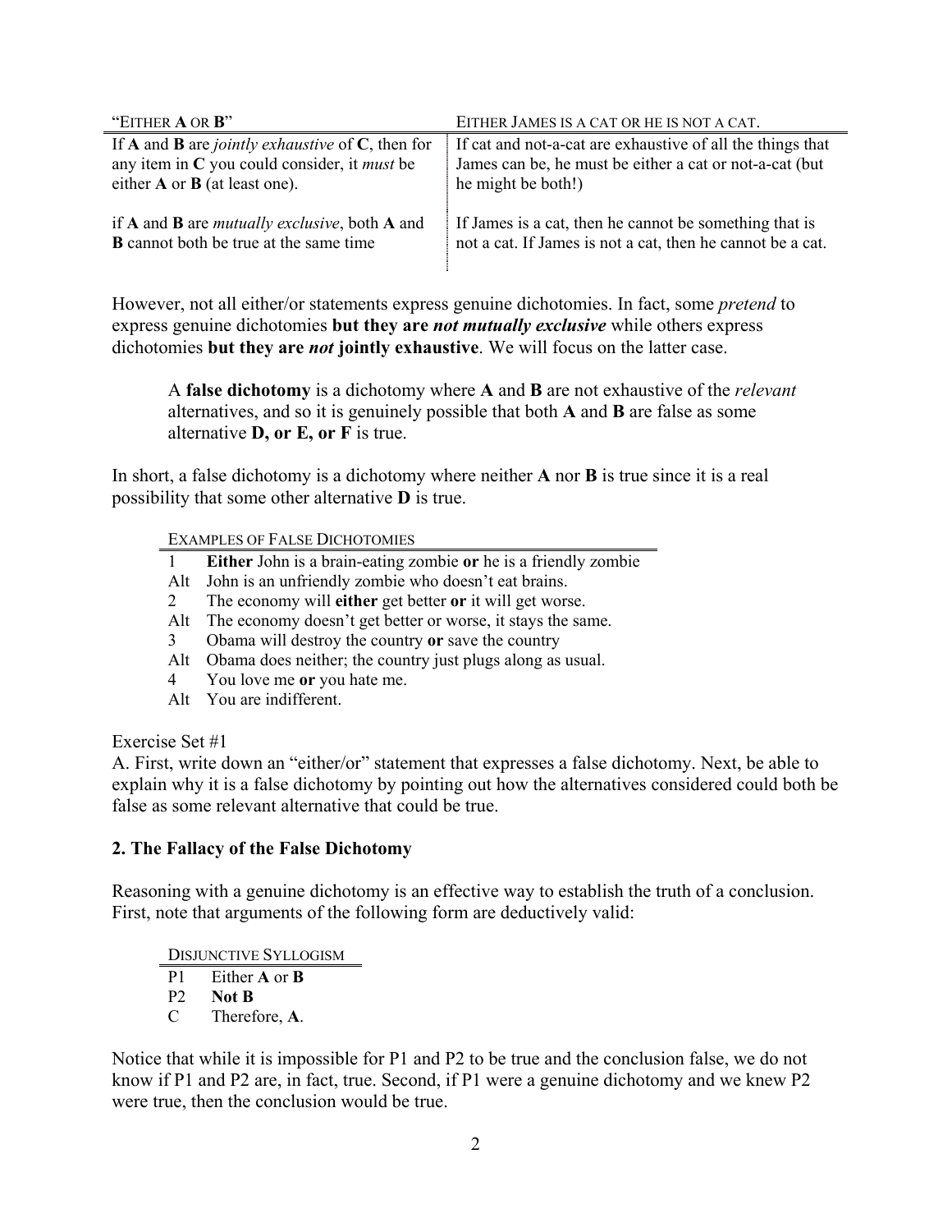| "EITHER **A** OR **B**" | EITHER JAMES IS A CAT OR HE IS NOT A CAT. |
|---|---|
| If **A** and **B** are *jointly exhaustive* of **C**, then for any item in **C** you could consider, it *must* be either **A** or **B** (at least one). | If cat and not-a-cat are exhaustive of all the things that James can be, he must be either a cat or not-a-cat (but he might be both!) |
| if **A** and **B** are *mutually exclusive*, both **A** and **B** cannot both be true at the same time | If James is a cat, then he cannot be something that is not a cat. If James is not a cat, then he cannot be a cat. |

However, not all either/or statements express genuine dichotomies. In fact, some *pretend* to express genuine dichotomies **but they are *not mutually exclusive*** while others express dichotomies **but they are *not* jointly exhaustive**. We will focus on the latter case.

> A **false dichotomy** is a dichotomy where **A** and **B** are not exhaustive of the *relevant* alternatives, and so it is genuinely possible that both **A** and **B** are false as some alternative **D, or E, or F** is true.

In short, a false dichotomy is a dichotomy where neither **A** nor **B** is true since it is a real possibility that some other alternative **D** is true.

| EXAMPLES OF FALSE DICHOTOMIES | |
|---|---|
| 1 | **Either** John is a brain-eating zombie **or** he is a friendly zombie |
| Alt | John is an unfriendly zombie who doesn't eat brains. |
| 2 | The economy will **either** get better **or** it will get worse. |
| Alt | The economy doesn't get better or worse, it stays the same. |
| 3 | Obama will destroy the country **or** save the country |
| Alt | Obama does neither; the country just plugs along as usual. |
| 4 | You love me **or** you hate me. |
| Alt | You are indifferent. |

Exercise Set #1

A. First, write down an "either/or" statement that expresses a false dichotomy. Next, be able to explain why it is a false dichotomy by pointing out how the alternatives considered could both be false as some relevant alternative that could be true.

## 2. The Fallacy of the False Dichotomy

Reasoning with a genuine dichotomy is an effective way to establish the truth of a conclusion. First, note that arguments of the following form are deductively valid:

| DISJUNCTIVE SYLLOGISM | |
|---|---|
| P1 | Either **A** or **B** |
| P2 | **Not B** |
| C | Therefore, **A**. |

Notice that while it is impossible for P1 and P2 to be true and the conclusion false, we do not know if P1 and P2 are, in fact, true. Second, if P1 were a genuine dichotomy and we knew P2 were true, then the conclusion would be true.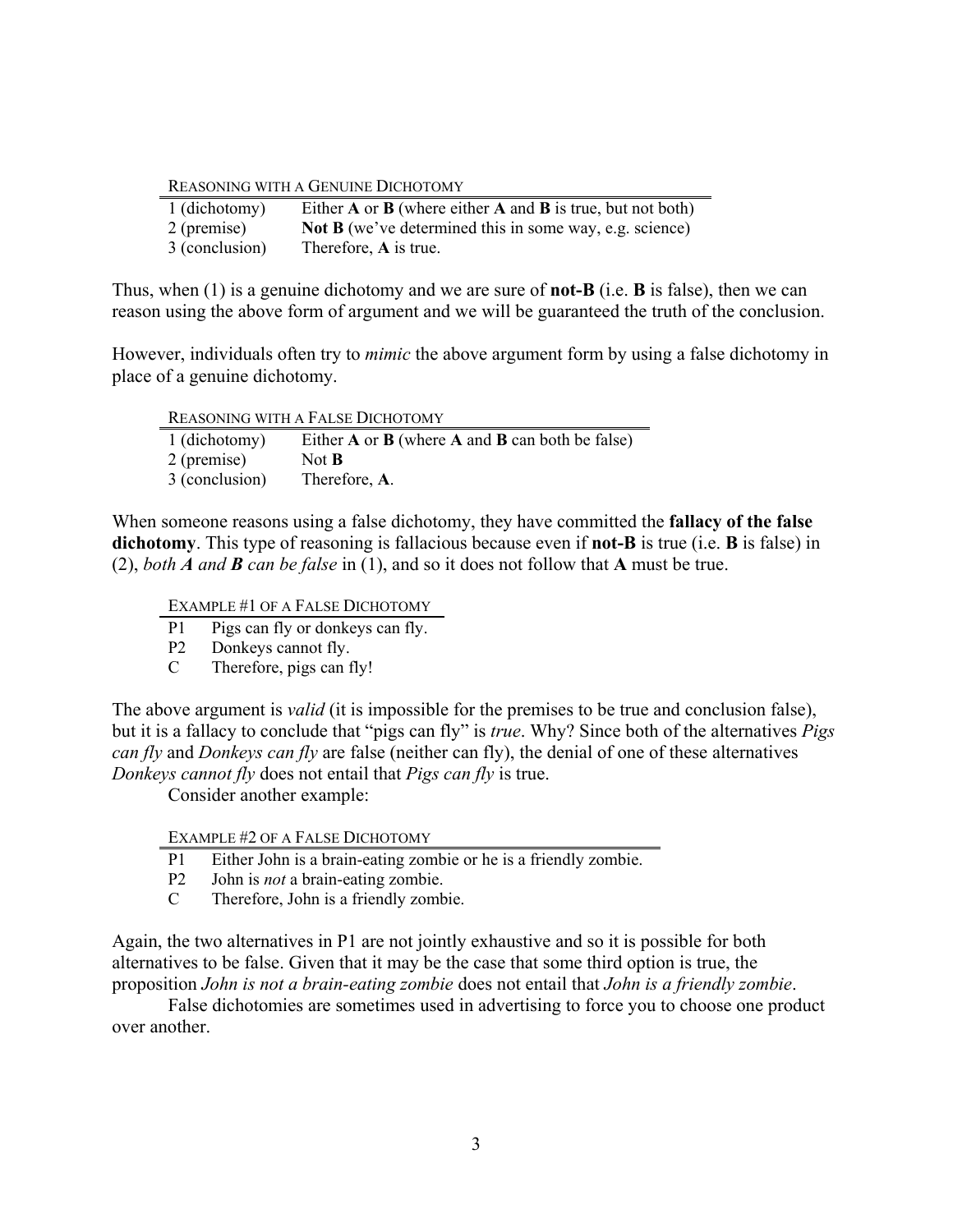Reasoning with a Genuine Dichotomy

| | |
|---|---|
| 1 (dichotomy) | Either **A** or **B** (where either **A** and **B** is true, but not both) |
| 2 (premise) | **Not B** (we've determined this in some way, e.g. science) |
| 3 (conclusion) | Therefore, **A** is true. |

Thus, when (1) is a genuine dichotomy and we are sure of **not-B** (i.e. **B** is false), then we can reason using the above form of argument and we will be guaranteed the truth of the conclusion.

However, individuals often try to *mimic* the above argument form by using a false dichotomy in place of a genuine dichotomy.

Reasoning with a False Dichotomy

| | |
|---|---|
| 1 (dichotomy) | Either **A** or **B** (where **A** and **B** can both be false) |
| 2 (premise) | Not **B** |
| 3 (conclusion) | Therefore, **A**. |

When someone reasons using a false dichotomy, they have committed the **fallacy of the false dichotomy**. This type of reasoning is fallacious because even if **not-B** is true (i.e. **B** is false) in (2), *both **A** and **B** can be false* in (1), and so it does not follow that **A** must be true.

Example #1 of a False Dichotomy

| | |
|---|---|
| P1 | Pigs can fly or donkeys can fly. |
| P2 | Donkeys cannot fly. |
| C | Therefore, pigs can fly! |

The above argument is *valid* (it is impossible for the premises to be true and conclusion false), but it is a fallacy to conclude that "pigs can fly" is *true*. Why? Since both of the alternatives *Pigs can fly* and *Donkeys can fly* are false (neither can fly), the denial of one of these alternatives *Donkeys cannot fly* does not entail that *Pigs can fly* is true.

Consider another example:

Example #2 of a False Dichotomy

| | |
|---|---|
| P1 | Either John is a brain-eating zombie or he is a friendly zombie. |
| P2 | John is *not* a brain-eating zombie. |
| C | Therefore, John is a friendly zombie. |

Again, the two alternatives in P1 are not jointly exhaustive and so it is possible for both alternatives to be false. Given that it may be the case that some third option is true, the proposition *John is not a brain-eating zombie* does not entail that *John is a friendly zombie*.

False dichotomies are sometimes used in advertising to force you to choose one product over another.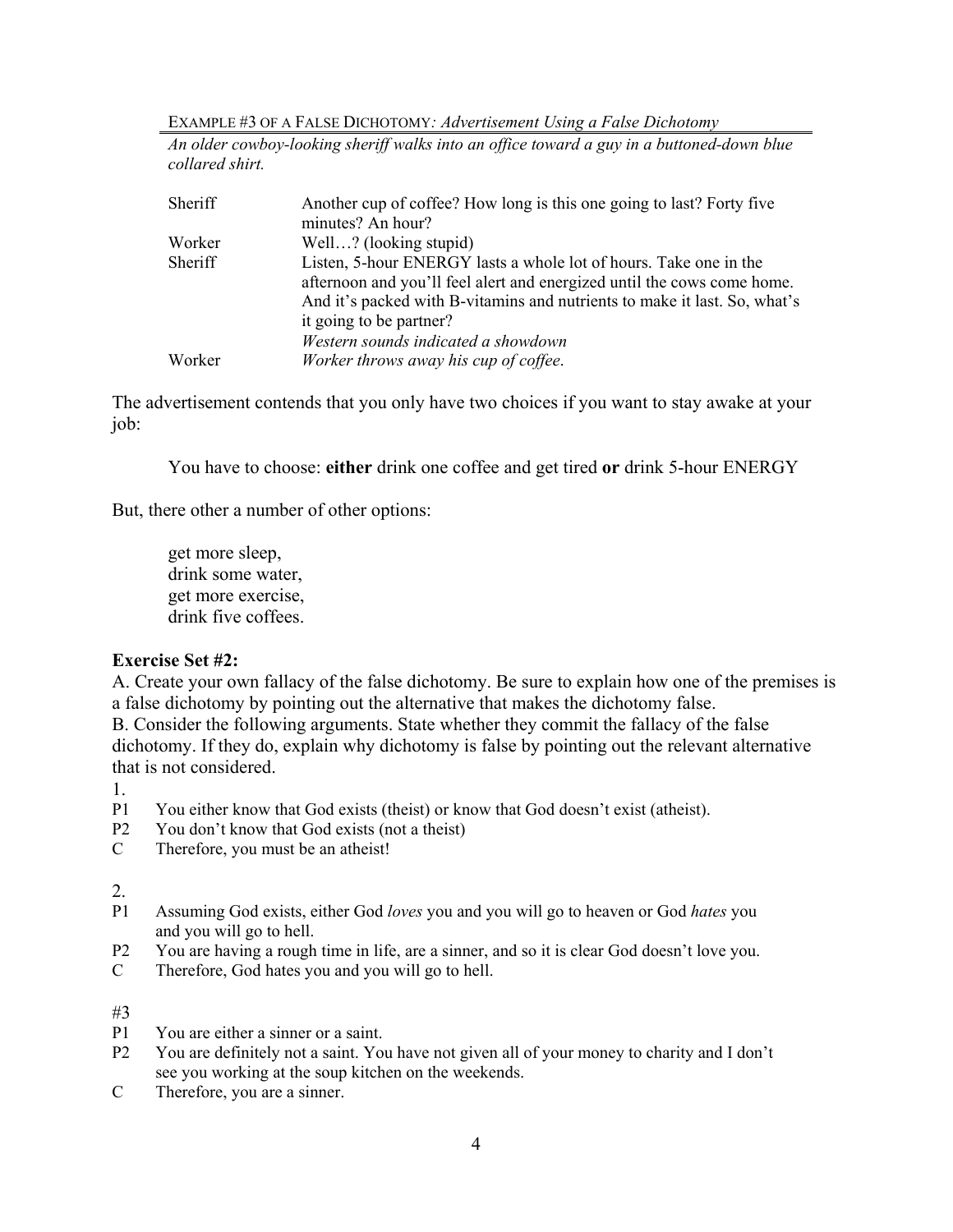EXAMPLE #3 OF A FALSE DICHOTOMY: *Advertisement Using a False Dichotomy*

*An older cowboy-looking sheriff walks into an office toward a guy in a buttoned-down blue collared shirt.*

| | |
|---|---|
| Sheriff | Another cup of coffee? How long is this one going to last? Forty five minutes? An hour? |
| Worker | Well…? (looking stupid) |
| Sheriff | Listen, 5-hour ENERGY lasts a whole lot of hours. Take one in the afternoon and you'll feel alert and energized until the cows come home. And it's packed with B-vitamins and nutrients to make it last. So, what's it going to be partner? *Western sounds indicated a showdown* |
| Worker | *Worker throws away his cup of coffee.* |

The advertisement contends that you only have two choices if you want to stay awake at your job:

> You have to choose: **either** drink one coffee and get tired **or** drink 5-hour ENERGY

But, there other a number of other options:

> get more sleep,
> drink some water,
> get more exercise,
> drink five coffees.

**Exercise Set #2:**

A. Create your own fallacy of the false dichotomy. Be sure to explain how one of the premises is a false dichotomy by pointing out the alternative that makes the dichotomy false.

B. Consider the following arguments. State whether they commit the fallacy of the false dichotomy. If they do, explain why dichotomy is false by pointing out the relevant alternative that is not considered.

1.

P1 You either know that God exists (theist) or know that God doesn't exist (atheist).

P2 You don't know that God exists (not a theist)

C Therefore, you must be an atheist!

2.

P1 Assuming God exists, either God *loves* you and you will go to heaven or God *hates* you and you will go to hell.

P2 You are having a rough time in life, are a sinner, and so it is clear God doesn't love you.

C Therefore, God hates you and you will go to hell.

#3

P1 You are either a sinner or a saint.

P2 You are definitely not a saint. You have not given all of your money to charity and I don't see you working at the soup kitchen on the weekends.

C Therefore, you are a sinner.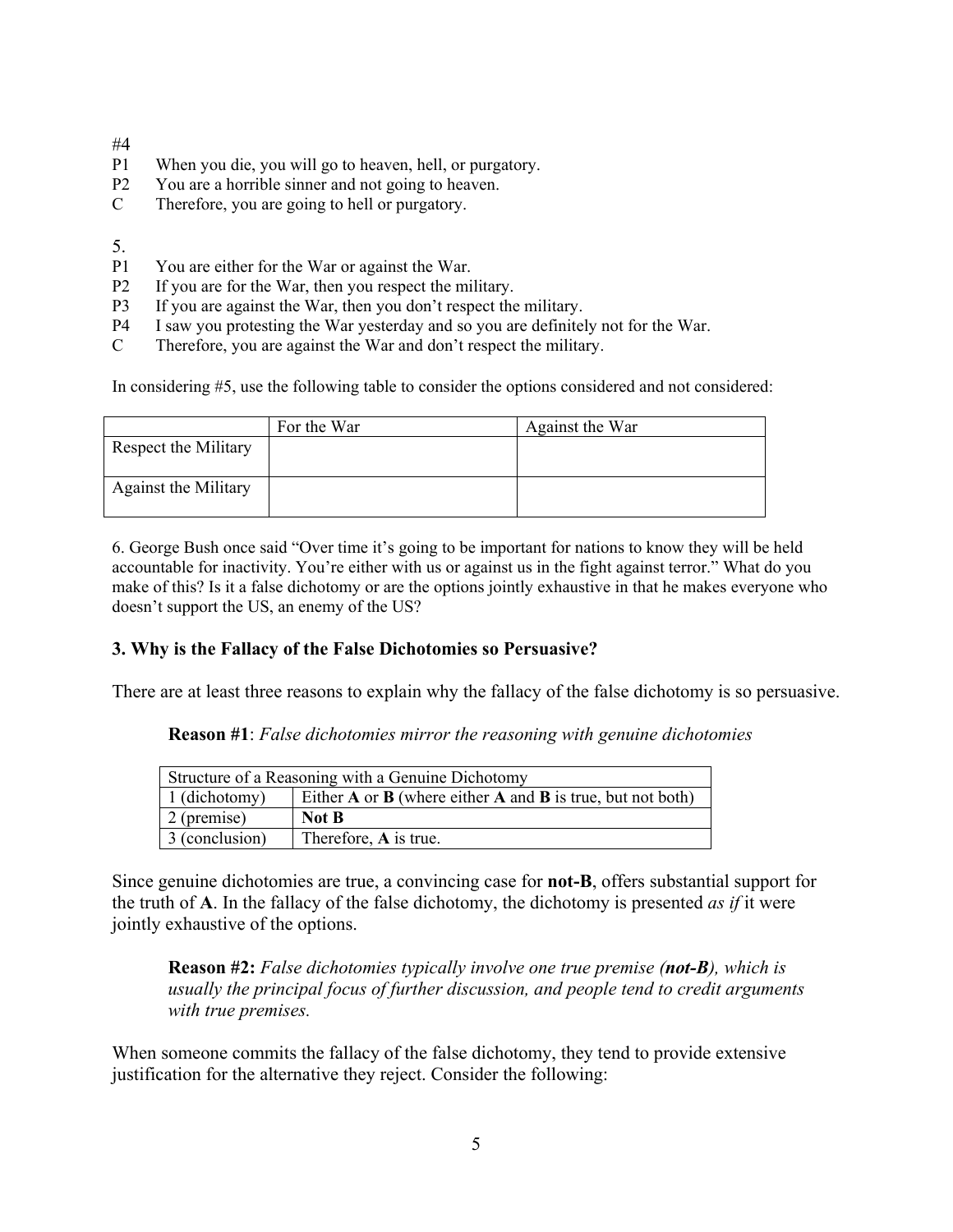#4

P1 When you die, you will go to heaven, hell, or purgatory.
P2 You are a horrible sinner and not going to heaven.
C Therefore, you are going to hell or purgatory.

5.

P1 You are either for the War or against the War.
P2 If you are for the War, then you respect the military.
P3 If you are against the War, then you don't respect the military.
P4 I saw you protesting the War yesterday and so you are definitely not for the War.
C Therefore, you are against the War and don't respect the military.

In considering #5, use the following table to consider the options considered and not considered:

| | For the War | Against the War |
|---|---|---|
| Respect the Military | | |
| Against the Military | | |

6. George Bush once said "Over time it's going to be important for nations to know they will be held accountable for inactivity. You're either with us or against us in the fight against terror." What do you make of this? Is it a false dichotomy or are the options jointly exhaustive in that he makes everyone who doesn't support the US, an enemy of the US?

### 3. Why is the Fallacy of the False Dichotomies so Persuasive?

There are at least three reasons to explain why the fallacy of the false dichotomy is so persuasive.

**Reason #1**: *False dichotomies mirror the reasoning with genuine dichotomies*

| Structure of a Reasoning with a Genuine Dichotomy | |
|---|---|
| 1 (dichotomy) | Either **A** or **B** (where either **A** and **B** is true, but not both) |
| 2 (premise) | **Not B** |
| 3 (conclusion) | Therefore, **A** is true. |

Since genuine dichotomies are true, a convincing case for **not-B**, offers substantial support for the truth of **A**. In the fallacy of the false dichotomy, the dichotomy is presented *as if* it were jointly exhaustive of the options.

**Reason #2:** *False dichotomies typically involve one true premise (**not-B**), which is usually the principal focus of further discussion, and people tend to credit arguments with true premises.*

When someone commits the fallacy of the false dichotomy, they tend to provide extensive justification for the alternative they reject. Consider the following: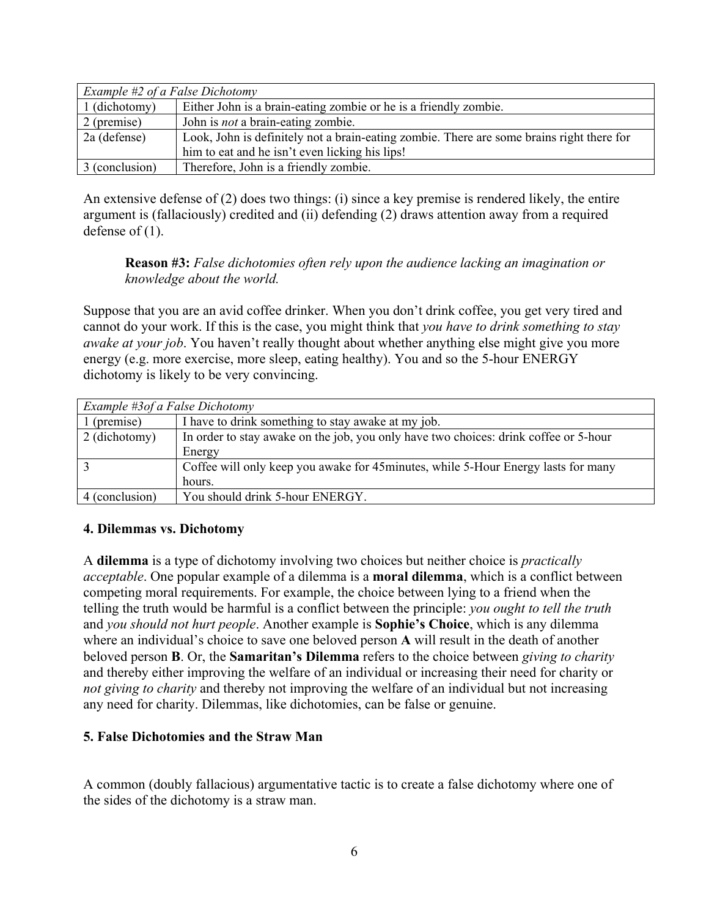| *Example #2 of a False Dichotomy* | |
|---|---|
| 1 (dichotomy) | Either John is a brain-eating zombie or he is a friendly zombie. |
| 2 (premise) | John is *not* a brain-eating zombie. |
| 2a (defense) | Look, John is definitely not a brain-eating zombie. There are some brains right there for him to eat and he isn't even licking his lips! |
| 3 (conclusion) | Therefore, John is a friendly zombie. |

An extensive defense of (2) does two things: (i) since a key premise is rendered likely, the entire argument is (fallaciously) credited and (ii) defending (2) draws attention away from a required defense of (1).

> **Reason #3:** *False dichotomies often rely upon the audience lacking an imagination or knowledge about the world.*

Suppose that you are an avid coffee drinker. When you don't drink coffee, you get very tired and cannot do your work. If this is the case, you might think that *you have to drink something to stay awake at your job*. You haven't really thought about whether anything else might give you more energy (e.g. more exercise, more sleep, eating healthy). You and so the 5-hour ENERGY dichotomy is likely to be very convincing.

| *Example #3of a False Dichotomy* | |
|---|---|
| 1 (premise) | I have to drink something to stay awake at my job. |
| 2 (dichotomy) | In order to stay awake on the job, you only have two choices: drink coffee or 5-hour Energy |
| 3 | Coffee will only keep you awake for 45minutes, while 5-Hour Energy lasts for many hours. |
| 4 (conclusion) | You should drink 5-hour ENERGY. |

### 4. Dilemmas vs. Dichotomy

A **dilemma** is a type of dichotomy involving two choices but neither choice is *practically acceptable*. One popular example of a dilemma is a **moral dilemma**, which is a conflict between competing moral requirements. For example, the choice between lying to a friend when the telling the truth would be harmful is a conflict between the principle: *you ought to tell the truth* and *you should not hurt people*. Another example is **Sophie's Choice**, which is any dilemma where an individual's choice to save one beloved person **A** will result in the death of another beloved person **B**. Or, the **Samaritan's Dilemma** refers to the choice between *giving to charity* and thereby either improving the welfare of an individual or increasing their need for charity or *not giving to charity* and thereby not improving the welfare of an individual but not increasing any need for charity. Dilemmas, like dichotomies, can be false or genuine.

### 5. False Dichotomies and the Straw Man

A common (doubly fallacious) argumentative tactic is to create a false dichotomy where one of the sides of the dichotomy is a straw man.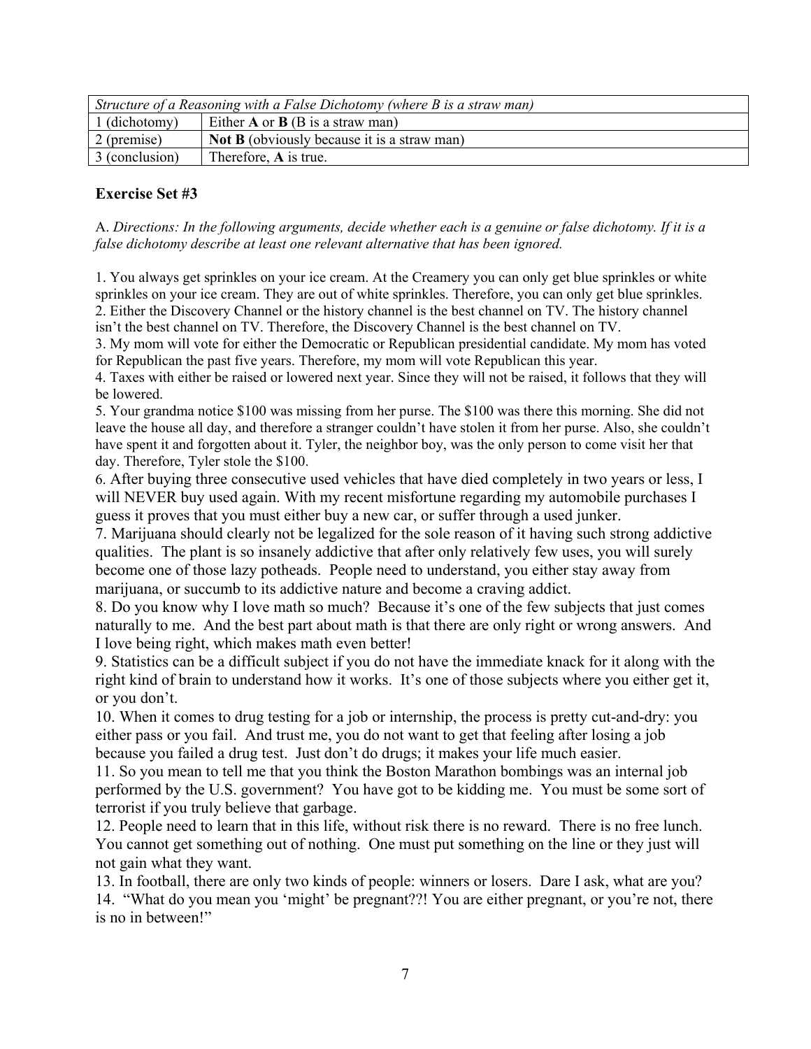| *Structure of a Reasoning with a False Dichotomy (where B is a straw man)* | |
|---|---|
| 1 (dichotomy) | Either **A** or **B** (B is a straw man) |
| 2 (premise) | **Not B** (obviously because it is a straw man) |
| 3 (conclusion) | Therefore, **A** is true. |

### Exercise Set #3

A. *Directions: In the following arguments, decide whether each is a genuine or false dichotomy. If it is a false dichotomy describe at least one relevant alternative that has been ignored.*

1. You always get sprinkles on your ice cream. At the Creamery you can only get blue sprinkles or white sprinkles on your ice cream. They are out of white sprinkles. Therefore, you can only get blue sprinkles.
2. Either the Discovery Channel or the history channel is the best channel on TV. The history channel isn't the best channel on TV. Therefore, the Discovery Channel is the best channel on TV.
3. My mom will vote for either the Democratic or Republican presidential candidate. My mom has voted for Republican the past five years. Therefore, my mom will vote Republican this year.
4. Taxes with either be raised or lowered next year. Since they will not be raised, it follows that they will be lowered.
5. Your grandma notice $100 was missing from her purse. The $100 was there this morning. She did not leave the house all day, and therefore a stranger couldn't have stolen it from her purse. Also, she couldn't have spent it and forgotten about it. Tyler, the neighbor boy, was the only person to come visit her that day. Therefore, Tyler stole the $100.
6. After buying three consecutive used vehicles that have died completely in two years or less, I will NEVER buy used again. With my recent misfortune regarding my automobile purchases I guess it proves that you must either buy a new car, or suffer through a used junker.
7. Marijuana should clearly not be legalized for the sole reason of it having such strong addictive qualities. The plant is so insanely addictive that after only relatively few uses, you will surely become one of those lazy potheads. People need to understand, you either stay away from marijuana, or succumb to its addictive nature and become a craving addict.
8. Do you know why I love math so much? Because it's one of the few subjects that just comes naturally to me. And the best part about math is that there are only right or wrong answers. And I love being right, which makes math even better!
9. Statistics can be a difficult subject if you do not have the immediate knack for it along with the right kind of brain to understand how it works. It's one of those subjects where you either get it, or you don't.
10. When it comes to drug testing for a job or internship, the process is pretty cut-and-dry: you either pass or you fail. And trust me, you do not want to get that feeling after losing a job because you failed a drug test. Just don't do drugs; it makes your life much easier.
11. So you mean to tell me that you think the Boston Marathon bombings was an internal job performed by the U.S. government? You have got to be kidding me. You must be some sort of terrorist if you truly believe that garbage.
12. People need to learn that in this life, without risk there is no reward. There is no free lunch. You cannot get something out of nothing. One must put something on the line or they just will not gain what they want.
13. In football, there are only two kinds of people: winners or losers. Dare I ask, what are you?
14. "What do you mean you 'might' be pregnant??! You are either pregnant, or you're not, there is no in between!"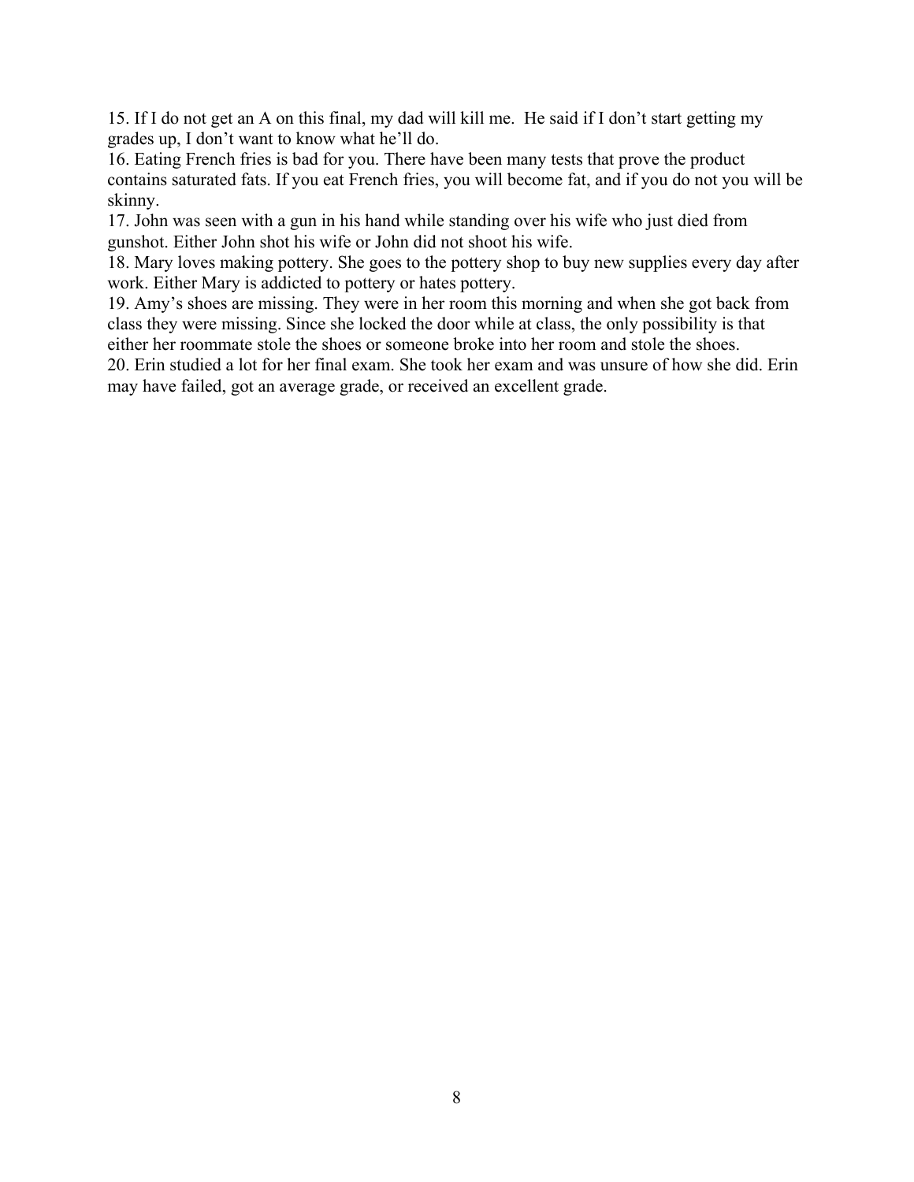15. If I do not get an A on this final, my dad will kill me. He said if I don't start getting my grades up, I don't want to know what he'll do.

16. Eating French fries is bad for you. There have been many tests that prove the product contains saturated fats. If you eat French fries, you will become fat, and if you do not you will be skinny.

17. John was seen with a gun in his hand while standing over his wife who just died from gunshot. Either John shot his wife or John did not shoot his wife.

18. Mary loves making pottery. She goes to the pottery shop to buy new supplies every day after work. Either Mary is addicted to pottery or hates pottery.

19. Amy's shoes are missing. They were in her room this morning and when she got back from class they were missing. Since she locked the door while at class, the only possibility is that either her roommate stole the shoes or someone broke into her room and stole the shoes.

20. Erin studied a lot for her final exam. She took her exam and was unsure of how she did. Erin may have failed, got an average grade, or received an excellent grade.